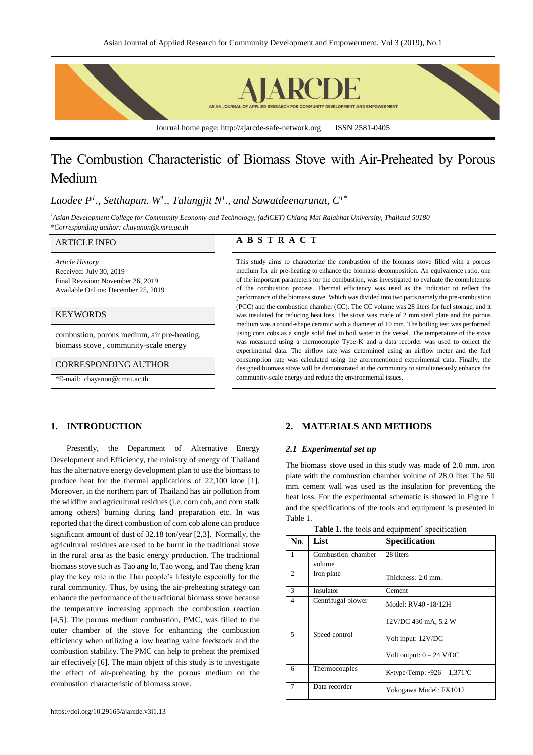# The Combustion Characteristic of Biomass Stove with Air-Preheated by Porous Medium

*Laodee P[1]., Setthapun. W[1]., Talungjit N[1]., and Sawatdeenarunat, C[1*]*

[1]*Asian Development College for Community Economy and Technology, (adiCET) Chiang Mai Rajabhat University, Thailand 50180*
*\*Corresponding author: chayanon@cmru.ac.th*

## ARTICLE INFO

*Article History*
Received: July 30, 2019
Final Revision: November 26, 2019
Available Online: December 25, 2019

## KEYWORDS

combustion, porous medium, air pre-heating, biomass stove , community-scale energy

## CORRESPONDING AUTHOR

*E-mail: chayanon@cmru.ac.th

## A B S T R A C T

This study aims to characterize the combustion of the biomass stove filled with a porous medium for air pre-heating to enhance the biomass decomposition. An equivalence ratio, one of the important parameters for the combustion, was investigated to evaluate the completeness of the combustion process. Thermal efficiency was used as the indicator to reflect the performance of the biomass stove. Which was divided into two parts namely the pre-combustion (PCC) and the combustion chamber (CC). The CC volume was 28 liters for fuel storage, and it was insulated for reducing heat loss. The stove was made of 2 mm steel plate and the porous medium was a round-shape ceramic with a diameter of 10 mm. The boiling test was performed using corn cobs as a single solid fuel to boil water in the vessel. The temperature of the stove was measured using a thermocouple Type-K and a data recorder was used to collect the experimental data. The airflow rate was determined using an airflow meter and the fuel consumption rate was calculated using the aforementioned experimental data. Finally, the designed biomass stove will be demonstrated at the community to simultaneously enhance the community-scale energy and reduce the environmental issues.

## 1. INTRODUCTION

Presently, the Department of Alternative Energy Development and Efficiency, the ministry of energy of Thailand has the alternative energy development plan to use the biomass to produce heat for the thermal applications of 22,100 ktoe [1]. Moreover, in the northern part of Thailand has air pollution from the wildfire and agricultural residues (i.e. corn cob, and corn stalk among others) burning during land preparation etc. In was reported that the direct combustion of corn cob alone can produce significant amount of dust of 32.18 ton/year [2,3]. Normally, the agricultural residues are used to be burnt in the traditional stove in the rural area as the basic energy production. The traditional biomass stove such as Tao ang lo, Tao wong, and Tao cheng kran play the key role in the Thai people's lifestyle especially for the rural community. Thus, by using the air-preheating strategy can enhance the performance of the traditional biomass stove because the temperature increasing approach the combustion reaction [4,5]. The porous medium combustion, PMC, was filled to the outer chamber of the stove for enhancing the combustion efficiency when utilizing a low heating value feedstock and the combustion stability. The PMC can help to preheat the premixed air effectively [6]. The main object of this study is to investigate the effect of air-preheating by the porous medium on the combustion characteristic of biomass stove.

## 2. MATERIALS AND METHODS

### *2.1 Experimental set up*

The biomass stove used in this study was made of 2.0 mm. iron plate with the combustion chamber volume of 28.0 liter The 50 mm. cement wall was used as the insulation for preventing the heat loss. For the experimental schematic is showed in Figure 1 and the specifications of the tools and equipment is presented in Table 1.

**Table 1.** the tools and equipment' specification

| No. | List | Specification |
|---|---|---|
| 1 | Combustion chamber volume | 28 liters |
| 2 | Iron plate | Thickness: 2.0 mm. |
| 3 | Insulator | Cement |
| 4 | Centrifugal blower | Model: RV40 -18/12H<br>12V/DC 430 mA, 5.2 W |
| 5 | Speed control | Volt input: 12V/DC<br>Volt output: 0 – 24 V/DC |
| 6 | Thermocouples | K-type/Temp: -926 – 1,371ºC |
| 7 | Data recorder | Yokogawa Model: FX1012 |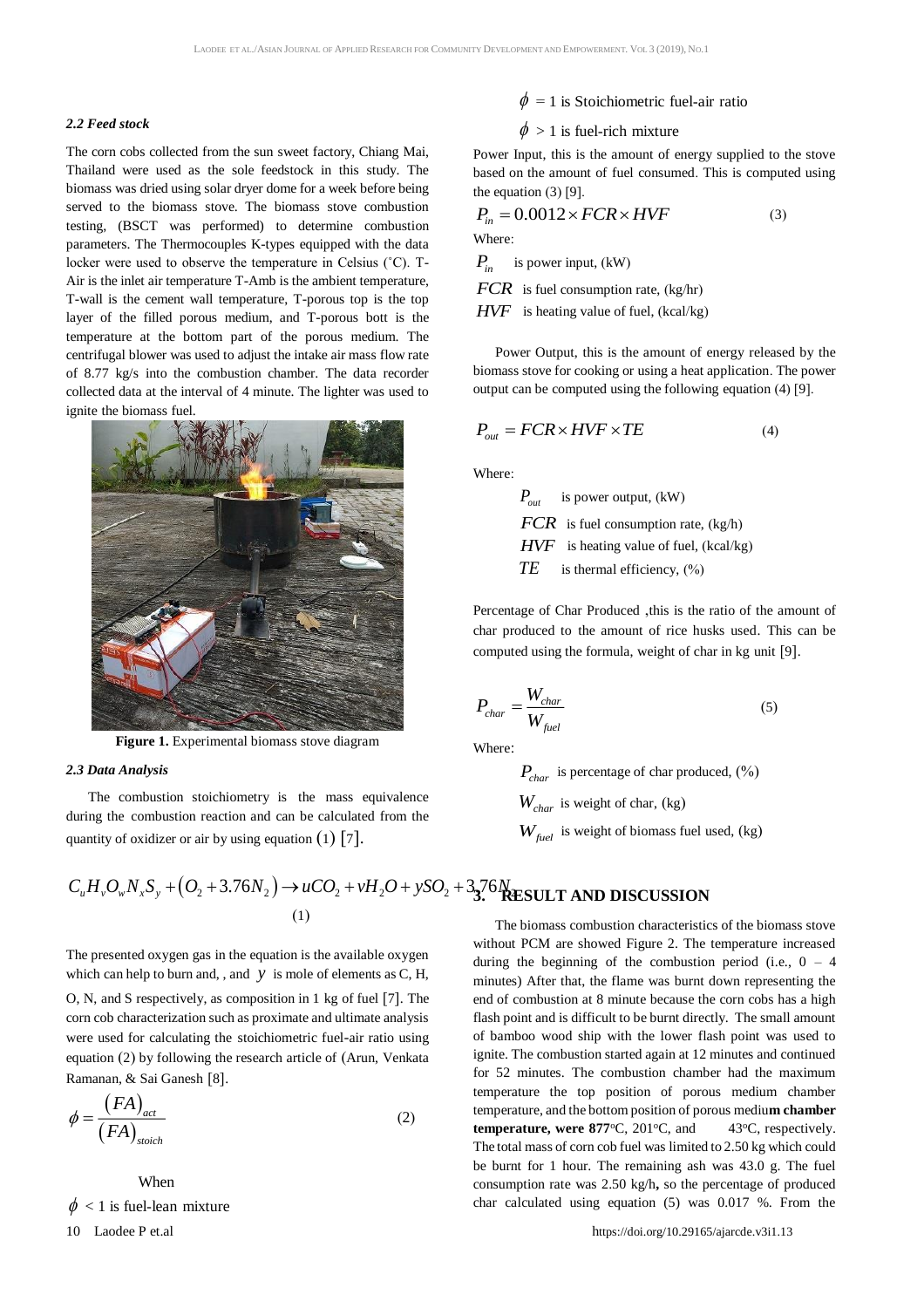### 2.2 Feed stock

The corn cobs collected from the sun sweet factory, Chiang Mai, Thailand were used as the sole feedstock in this study. The biomass was dried using solar dryer dome for a week before being served to the biomass stove. The biomass stove combustion testing, (BSCT was performed) to determine combustion parameters. The Thermocouples K-types equipped with the data locker were used to observe the temperature in Celsius (˚C). T-Air is the inlet air temperature T-Amb is the ambient temperature, T-wall is the cement wall temperature, T-porous top is the top layer of the filled porous medium, and T-porous bott is the temperature at the bottom part of the porous medium. The centrifugal blower was used to adjust the intake air mass flow rate of 8.77 kg/s into the combustion chamber. The data recorder collected data at the interval of 4 minute. The lighter was used to ignite the biomass fuel.

**Figure 1.** Experimental biomass stove diagram

### 2.3 Data Analysis

The combustion stoichiometry is the mass equivalence during the combustion reaction and can be calculated from the quantity of oxidizer or air by using equation (1) [7].

$$C_uH_vO_wN_xS_y + (O_2 + 3.76N_2) \rightarrow uCO_2 + vH_2O + ySO_2 + 3.76N_2 \quad (1)$$

The presented oxygen gas in the equation is the available oxygen which can help to burn and, , and $y$ is mole of elements as C, H, O, N, and S respectively, as composition in 1 kg of fuel [7]. The corn cob characterization such as proximate and ultimate analysis were used for calculating the stoichiometric fuel-air ratio using equation (2) by following the research article of (Arun, Venkata Ramanan, & Sai Ganesh [8].

$$\phi = \frac{(FA)_{act}}{(FA)_{stoich}} \quad (2)$$

When

$\phi < 1$ is fuel-lean mixture

$\phi = 1$ is Stoichiometric fuel-air ratio

$\phi > 1$ is fuel-rich mixture

Power Input, this is the amount of energy supplied to the stove based on the amount of fuel consumed. This is computed using the equation (3) [9].

$$P_{in} = 0.0012 \times FCR \times HVF \quad (3)$$

Where:

$P_{in}$ is power input, (kW)

$FCR$ is fuel consumption rate, (kg/hr)

$HVF$ is heating value of fuel, (kcal/kg)

Power Output, this is the amount of energy released by the biomass stove for cooking or using a heat application. The power output can be computed using the following equation (4) [9].

$$P_{out} = FCR \times HVF \times TE \quad (4)$$

Where:

$P_{out}$ is power output, (kW)

$FCR$ is fuel consumption rate, (kg/h)

$HVF$ is heating value of fuel, (kcal/kg)

$TE$ is thermal efficiency, (%)

Percentage of Char Produced ,this is the ratio of the amount of char produced to the amount of rice husks used. This can be computed using the formula, weight of char in kg unit [9].

$$P_{char} = \frac{W_{char}}{W_{fuel}} \quad (5)$$

Where:

$P_{char}$ is percentage of char produced, (%)

$W_{char}$ is weight of char, (kg)

$W_{fuel}$ is weight of biomass fuel used, (kg)

## 3. RESULT AND DISCUSSION

The biomass combustion characteristics of the biomass stove without PCM are showed Figure 2. The temperature increased during the beginning of the combustion period (i.e., 0 – 4 minutes) After that, the flame was burnt down representing the end of combustion at 8 minute because the corn cobs has a high flash point and is difficult to be burnt directly. The small amount of bamboo wood ship with the lower flash point was used to ignite. The combustion started again at 12 minutes and continued for 52 minutes. The combustion chamber had the maximum temperature the top position of porous medium chamber temperature, and the bottom position of porous medium **chamber temperature, were 877**°C, 201°C, and 43°C, respectively. The total mass of corn cob fuel was limited to 2.50 kg which could be burnt for 1 hour. The remaining ash was 43.0 g. The fuel consumption rate was 2.50 kg/h**,** so the percentage of produced char calculated using equation (5) was 0.017 %. From the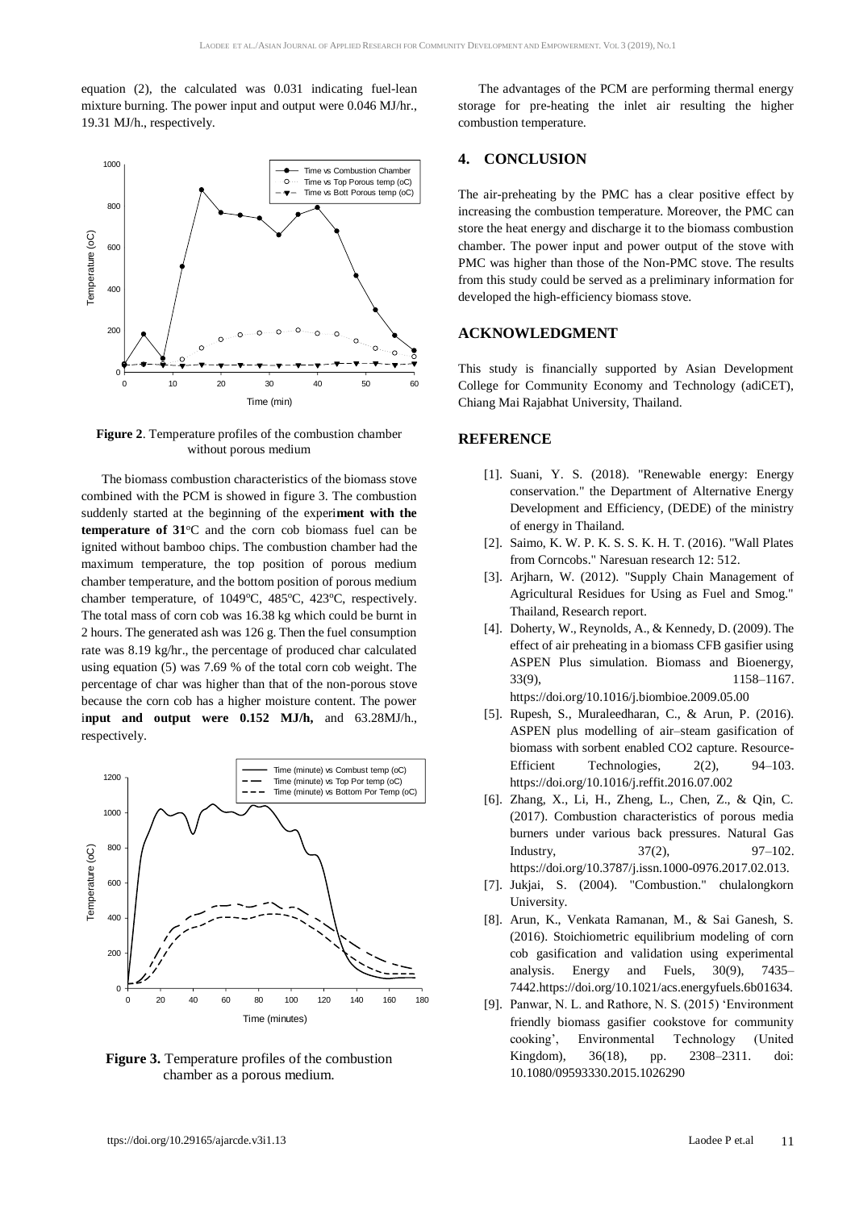equation (2), the calculated was 0.031 indicating fuel-lean mixture burning. The power input and output were 0.046 MJ/hr., 19.31 MJ/h., respectively.

1000
800
600
400
200
0
Temperature (oC)
0 10 20 30 40 50 60
Time (min)
Time vs Combustion Chamber
Time vs Top Porous temp (oC)
Time vs Bott Porous temp (oC)

**Figure 2**. Temperature profiles of the combustion chamber without porous medium

The biomass combustion characteristics of the biomass stove combined with the PCM is showed in figure 3. The combustion suddenly started at the beginning of the experi**ment with the temperature of 31**°C and the corn cob biomass fuel can be ignited without bamboo chips. The combustion chamber had the maximum temperature, the top position of porous medium chamber temperature, and the bottom position of porous medium chamber temperature, of 1049°C, 485°C, 423°C, respectively. The total mass of corn cob was 16.38 kg which could be burnt in 2 hours. The generated ash was 126 g. Then the fuel consumption rate was 8.19 kg/hr., the percentage of produced char calculated using equation (5) was 7.69 % of the total corn cob weight. The percentage of char was higher than that of the non-porous stove because the corn cob has a higher moisture content. The power i**nput and output were 0.152 MJ/h,** and 63.28MJ/h., respectively.

1200
1000
800
600
400
200
0
Temperature (oC)
0 20 40 60 80 100 120 140 160 180
Time (minutes)
Time (minute) vs Combust temp (oC)
Time (minute) vs Top Por temp (oC)
Time (minute) vs Bottom Por Temp (oC)

**Figure 3.** Temperature profiles of the combustion chamber as a porous medium.

The advantages of the PCM are performing thermal energy storage for pre-heating the inlet air resulting the higher combustion temperature.

## 4. CONCLUSION

The air-preheating by the PMC has a clear positive effect by increasing the combustion temperature. Moreover, the PMC can store the heat energy and discharge it to the biomass combustion chamber. The power input and power output of the stove with PMC was higher than those of the Non-PMC stove. The results from this study could be served as a preliminary information for developed the high-efficiency biomass stove.

## ACKNOWLEDGMENT

This study is financially supported by Asian Development College for Community Economy and Technology (adiCET), Chiang Mai Rajabhat University, Thailand.

## REFERENCE

[1]. Suani, Y. S. (2018). "Renewable energy: Energy conservation." the Department of Alternative Energy Development and Efficiency, (DEDE) of the ministry of energy in Thailand.

[2]. Saimo, K. W. P. K. S. S. K. H. T. (2016). "Wall Plates from Corncobs." Naresuan research 12: 512.

[3]. Arjharn, W. (2012). "Supply Chain Management of Agricultural Residues for Using as Fuel and Smog." Thailand, Research report.

[4]. Doherty, W., Reynolds, A., & Kennedy, D. (2009). The effect of air preheating in a biomass CFB gasifier using ASPEN Plus simulation. Biomass and Bioenergy, 33(9), 1158–1167. https://doi.org/10.1016/j.biombioe.2009.05.00

[5]. Rupesh, S., Muraleedharan, C., & Arun, P. (2016). ASPEN plus modelling of air–steam gasification of biomass with sorbent enabled CO2 capture. Resource-Efficient Technologies, 2(2), 94–103. https://doi.org/10.1016/j.reffit.2016.07.002

[6]. Zhang, X., Li, H., Zheng, L., Chen, Z., & Qin, C. (2017). Combustion characteristics of porous media burners under various back pressures. Natural Gas Industry, 37(2), 97–102. https://doi.org/10.3787/j.issn.1000-0976.2017.02.013.

[7]. Jukjai, S. (2004). "Combustion." chulalongkorn University.

[8]. Arun, K., Venkata Ramanan, M., & Sai Ganesh, S. (2016). Stoichiometric equilibrium modeling of corn cob gasification and validation using experimental analysis. Energy and Fuels, 30(9), 7435–7442.https://doi.org/10.1021/acs.energyfuels.6b01634.

[9]. Panwar, N. L. and Rathore, N. S. (2015) 'Environment friendly biomass gasifier cookstove for community cooking', Environmental Technology (United Kingdom), 36(18), pp. 2308–2311. doi: 10.1080/09593330.2015.1026290